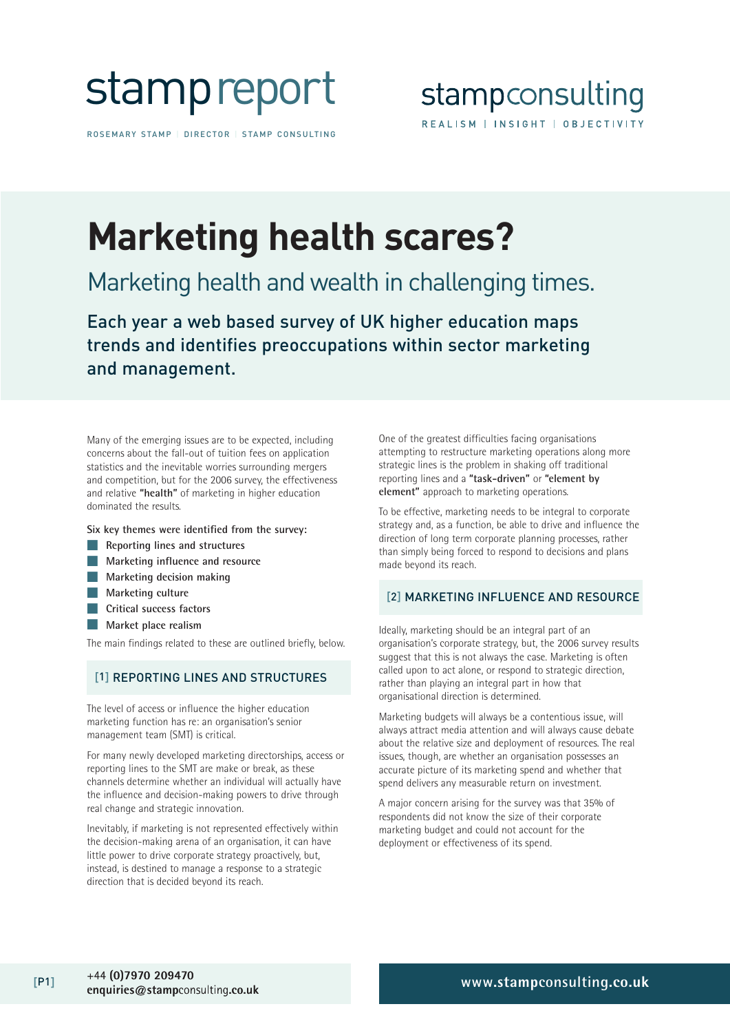stamp report

ROSEMARY STAMP | DIRECTOR | STAMP CONSULTING

stampconsulting

REALISM | INSIGHT | OBJECTIVITY

# Marketing health scares?

## Marketing health and wealth in challenging times.

**Each year a web based survey of UK higher education maps trends and identifies preoccupations within sector marketing and management.**

Many of the emerging issues are to be expected, including concerns about the fall-out of tuition fees on application statistics and the inevitable worries surrounding mergers and competition, but for the 2006 survey, the effectiveness and relative **"health"** of marketing in higher education dominated the results.

**Six key themes were identified from the survey:**

- **Reporting lines and structures**
- **Marketing influence and resource**
- **Marketing decision making**
- **Marketing culture**
- **Critical success factors**
- **Market place realism**

The main findings related to these are outlined briefly, below.

### [1] REPORTING LINES AND STRUCTURES

The level of access or influence the higher education marketing function has re: an organisation's senior management team (SMT) is critical.

For many newly developed marketing directorships, access or reporting lines to the SMT are make or break, as these channels determine whether an individual will actually have the influence and decision-making powers to drive through real change and strategic innovation.

Inevitably, if marketing is not represented effectively within the decision-making arena of an organisation, it can have little power to drive corporate strategy proactively, but, instead, is destined to manage a response to a strategic direction that is decided beyond its reach.

One of the greatest difficulties facing organisations attempting to restructure marketing operations along more strategic lines is the problem in shaking off traditional reporting lines and a **"task-driven"** or **"element by element"** approach to marketing operations.

To be effective, marketing needs to be integral to corporate strategy and, as a function, be able to drive and influence the direction of long term corporate planning processes, rather than simply being forced to respond to decisions and plans made beyond its reach.

### [2] MARKETING INFLUENCE AND RESOURCE

Ideally, marketing should be an integral part of an organisation's corporate strategy, but, the 2006 survey results suggest that this is not always the case. Marketing is often called upon to act alone, or respond to strategic direction, rather than playing an integral part in how that organisational direction is determined.

Marketing budgets will always be a contentious issue, will always attract media attention and will always cause debate about the relative size and deployment of resources. The real issues, though, are whether an organisation possesses an accurate picture of its marketing spend and whether that spend delivers any measurable return on investment.

A major concern arising for the survey was that 35% of respondents did not know the size of their corporate marketing budget and could not account for the deployment or effectiveness of its spend.

+44 **(0)7970 209470**
**enquiries@stamp**consulting**.co.uk**

**www.stamp**consulting**.co.uk**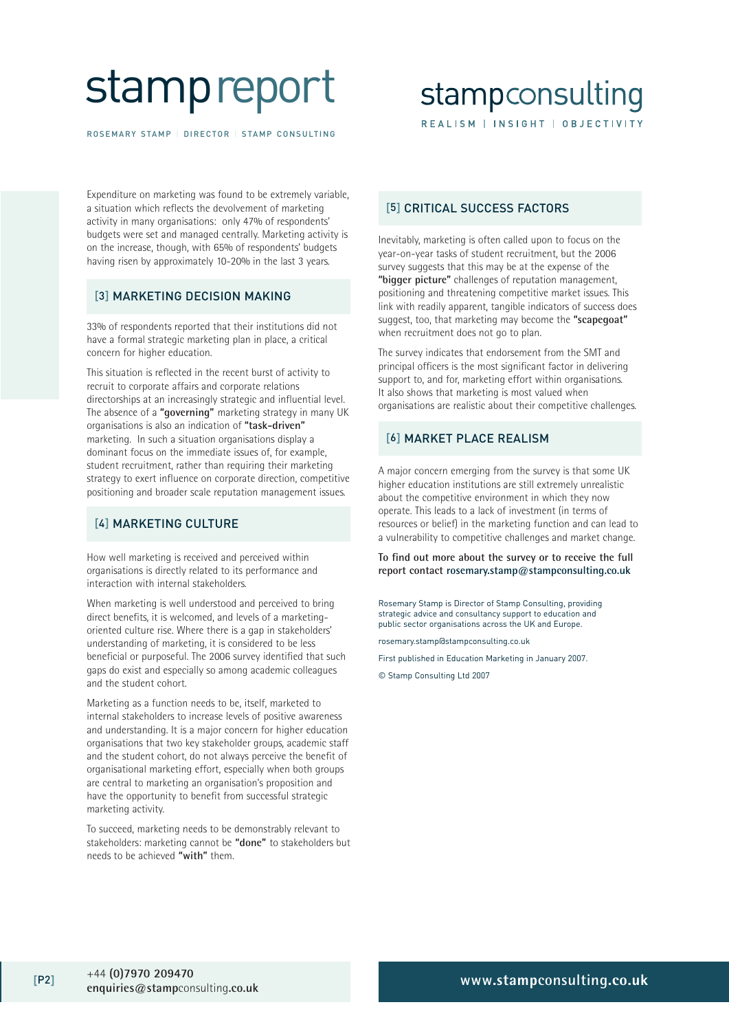Expenditure on marketing was found to be extremely variable, a situation which reflects the devolvement of marketing activity in many organisations: only 47% of respondents' budgets were set and managed centrally. Marketing activity is on the increase, though, with 65% of respondents' budgets having risen by approximately 10-20% in the last 3 years.

## [3] MARKETING DECISION MAKING

33% of respondents reported that their institutions did not have a formal strategic marketing plan in place, a critical concern for higher education.

This situation is reflected in the recent burst of activity to recruit to corporate affairs and corporate relations directorships at an increasingly strategic and influential level. The absence of a **"governing"** marketing strategy in many UK organisations is also an indication of **"task-driven"** marketing. In such a situation organisations display a dominant focus on the immediate issues of, for example, student recruitment, rather than requiring their marketing strategy to exert influence on corporate direction, competitive positioning and broader scale reputation management issues.

## [4] MARKETING CULTURE

How well marketing is received and perceived within organisations is directly related to its performance and interaction with internal stakeholders.

When marketing is well understood and perceived to bring direct benefits, it is welcomed, and levels of a marketing-oriented culture rise. Where there is a gap in stakeholders' understanding of marketing, it is considered to be less beneficial or purposeful. The 2006 survey identified that such gaps do exist and especially so among academic colleagues and the student cohort.

Marketing as a function needs to be, itself, marketed to internal stakeholders to increase levels of positive awareness and understanding. It is a major concern for higher education organisations that two key stakeholder groups, academic staff and the student cohort, do not always perceive the benefit of organisational marketing effort, especially when both groups are central to marketing an organisation's proposition and have the opportunity to benefit from successful strategic marketing activity.

To succeed, marketing needs to be demonstrably relevant to stakeholders: marketing cannot be **"done"** to stakeholders but needs to be achieved **"with"** them.

## [5] CRITICAL SUCCESS FACTORS

Inevitably, marketing is often called upon to focus on the year-on-year tasks of student recruitment, but the 2006 survey suggests that this may be at the expense of the **"bigger picture"** challenges of reputation management, positioning and threatening competitive market issues. This link with readily apparent, tangible indicators of success does suggest, too, that marketing may become the **"scapegoat"** when recruitment does not go to plan.

The survey indicates that endorsement from the SMT and principal officers is the most significant factor in delivering support to, and for, marketing effort within organisations. It also shows that marketing is most valued when organisations are realistic about their competitive challenges.

## [6] MARKET PLACE REALISM

A major concern emerging from the survey is that some UK higher education institutions are still extremely unrealistic about the competitive environment in which they now operate. This leads to a lack of investment (in terms of resources or belief) in the marketing function and can lead to a vulnerability to competitive challenges and market change.

**To find out more about the survey or to receive the full report contact rosemary.stamp@stampconsulting.co.uk**

Rosemary Stamp is Director of Stamp Consulting, providing strategic advice and consultancy support to education and public sector organisations across the UK and Europe.

rosemary.stamp@stampconsulting.co.uk

First published in Education Marketing in January 2007.

© Stamp Consulting Ltd 2007